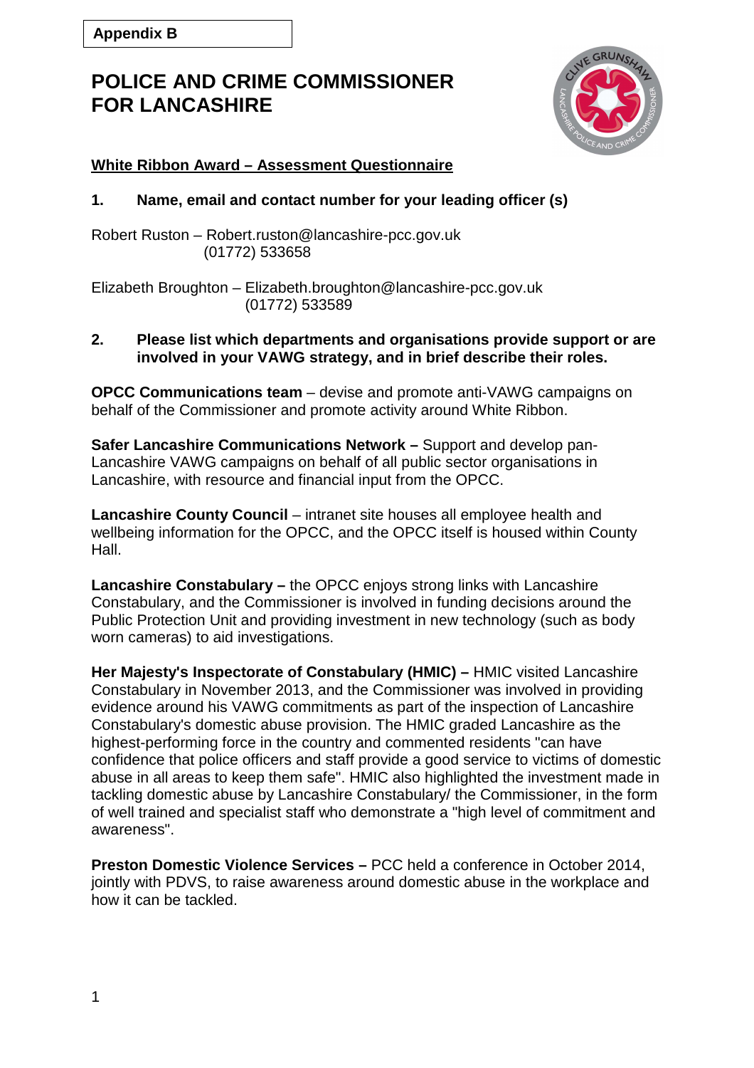**Appendix B**

# POLICE AND CRIME COMMISSIONER FOR LANCASHIRE

**White Ribbon Award – Assessment Questionnaire**

**1. Name, email and contact number for your leading officer (s)**

Robert Ruston – Robert.ruston@lancashire-pcc.gov.uk
(01772) 533658

Elizabeth Broughton – Elizabeth.broughton@lancashire-pcc.gov.uk
(01772) 533589

**2. Please list which departments and organisations provide support or are involved in your VAWG strategy, and in brief describe their roles.**

**OPCC Communications team** – devise and promote anti-VAWG campaigns on behalf of the Commissioner and promote activity around White Ribbon.

**Safer Lancashire Communications Network –** Support and develop pan-Lancashire VAWG campaigns on behalf of all public sector organisations in Lancashire, with resource and financial input from the OPCC.

**Lancashire County Council** – intranet site houses all employee health and wellbeing information for the OPCC, and the OPCC itself is housed within County Hall.

**Lancashire Constabulary –** the OPCC enjoys strong links with Lancashire Constabulary, and the Commissioner is involved in funding decisions around the Public Protection Unit and providing investment in new technology (such as body worn cameras) to aid investigations.

**Her Majesty's Inspectorate of Constabulary (HMIC) –** HMIC visited Lancashire Constabulary in November 2013, and the Commissioner was involved in providing evidence around his VAWG commitments as part of the inspection of Lancashire Constabulary's domestic abuse provision. The HMIC graded Lancashire as the highest-performing force in the country and commented residents "can have confidence that police officers and staff provide a good service to victims of domestic abuse in all areas to keep them safe". HMIC also highlighted the investment made in tackling domestic abuse by Lancashire Constabulary/ the Commissioner, in the form of well trained and specialist staff who demonstrate a "high level of commitment and awareness".

**Preston Domestic Violence Services –** PCC held a conference in October 2014, jointly with PDVS, to raise awareness around domestic abuse in the workplace and how it can be tackled.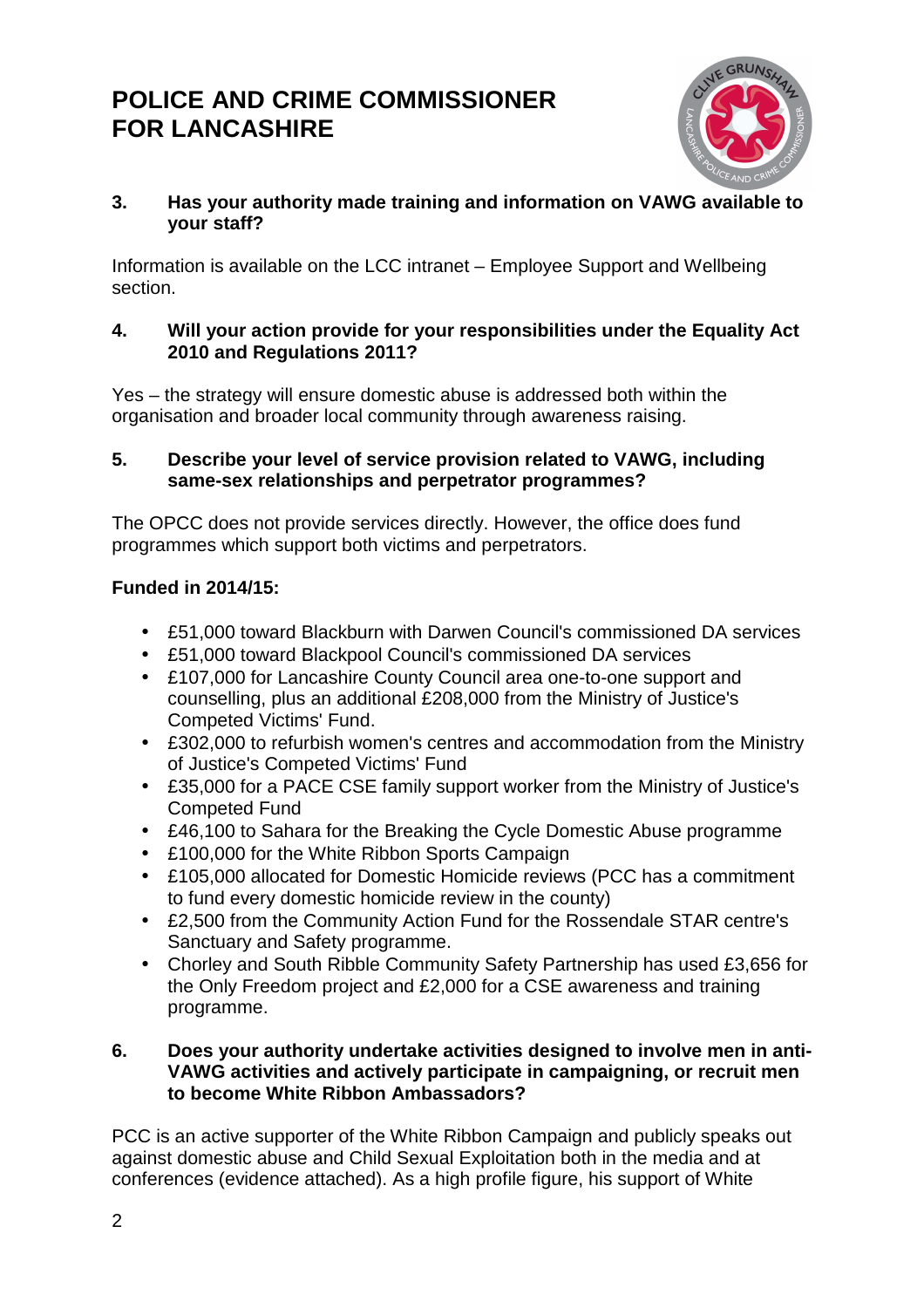# POLICE AND CRIME COMMISSIONER FOR LANCASHIRE

**3. Has your authority made training and information on VAWG available to your staff?**

Information is available on the LCC intranet – Employee Support and Wellbeing section.

**4. Will your action provide for your responsibilities under the Equality Act 2010 and Regulations 2011?**

Yes – the strategy will ensure domestic abuse is addressed both within the organisation and broader local community through awareness raising.

**5. Describe your level of service provision related to VAWG, including same-sex relationships and perpetrator programmes?**

The OPCC does not provide services directly. However, the office does fund programmes which support both victims and perpetrators.

**Funded in 2014/15:**

- £51,000 toward Blackburn with Darwen Council's commissioned DA services
- £51,000 toward Blackpool Council's commissioned DA services
- £107,000 for Lancashire County Council area one-to-one support and counselling, plus an additional £208,000 from the Ministry of Justice's Competed Victims' Fund.
- £302,000 to refurbish women's centres and accommodation from the Ministry of Justice's Competed Victims' Fund
- £35,000 for a PACE CSE family support worker from the Ministry of Justice's Competed Fund
- £46,100 to Sahara for the Breaking the Cycle Domestic Abuse programme
- £100,000 for the White Ribbon Sports Campaign
- £105,000 allocated for Domestic Homicide reviews (PCC has a commitment to fund every domestic homicide review in the county)
- £2,500 from the Community Action Fund for the Rossendale STAR centre's Sanctuary and Safety programme.
- Chorley and South Ribble Community Safety Partnership has used £3,656 for the Only Freedom project and £2,000 for a CSE awareness and training programme.

**6. Does your authority undertake activities designed to involve men in anti-VAWG activities and actively participate in campaigning, or recruit men to become White Ribbon Ambassadors?**

PCC is an active supporter of the White Ribbon Campaign and publicly speaks out against domestic abuse and Child Sexual Exploitation both in the media and at conferences (evidence attached). As a high profile figure, his support of White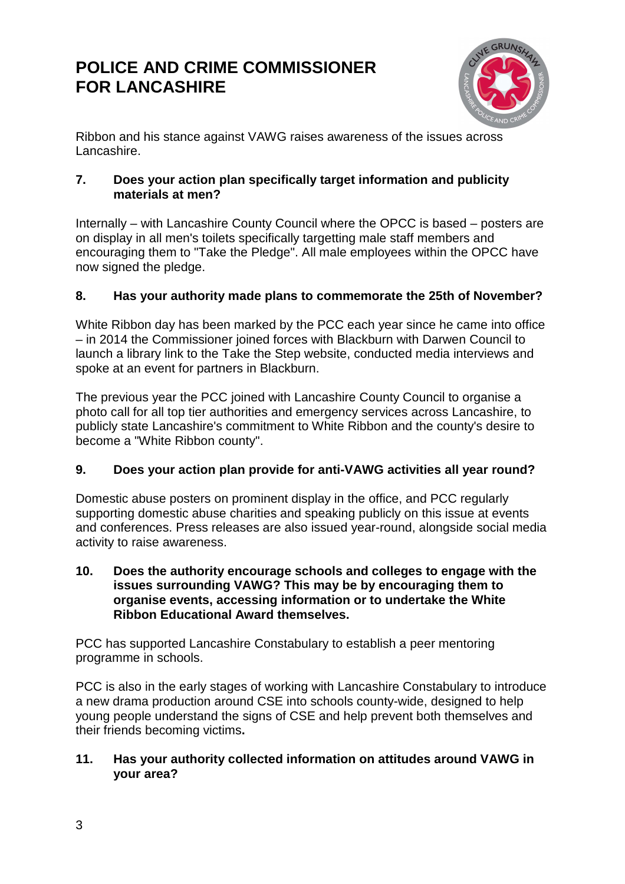Ribbon and his stance against VAWG raises awareness of the issues across Lancashire.

**7. Does your action plan specifically target information and publicity materials at men?**

Internally – with Lancashire County Council where the OPCC is based – posters are on display in all men's toilets specifically targetting male staff members and encouraging them to "Take the Pledge". All male employees within the OPCC have now signed the pledge.

**8. Has your authority made plans to commemorate the 25th of November?**

White Ribbon day has been marked by the PCC each year since he came into office – in 2014 the Commissioner joined forces with Blackburn with Darwen Council to launch a library link to the Take the Step website, conducted media interviews and spoke at an event for partners in Blackburn.

The previous year the PCC joined with Lancashire County Council to organise a photo call for all top tier authorities and emergency services across Lancashire, to publicly state Lancashire's commitment to White Ribbon and the county's desire to become a "White Ribbon county".

**9. Does your action plan provide for anti-VAWG activities all year round?**

Domestic abuse posters on prominent display in the office, and PCC regularly supporting domestic abuse charities and speaking publicly on this issue at events and conferences. Press releases are also issued year-round, alongside social media activity to raise awareness.

**10. Does the authority encourage schools and colleges to engage with the issues surrounding VAWG? This may be by encouraging them to organise events, accessing information or to undertake the White Ribbon Educational Award themselves.**

PCC has supported Lancashire Constabulary to establish a peer mentoring programme in schools.

PCC is also in the early stages of working with Lancashire Constabulary to introduce a new drama production around CSE into schools county-wide, designed to help young people understand the signs of CSE and help prevent both themselves and their friends becoming victims.

**11. Has your authority collected information on attitudes around VAWG in your area?**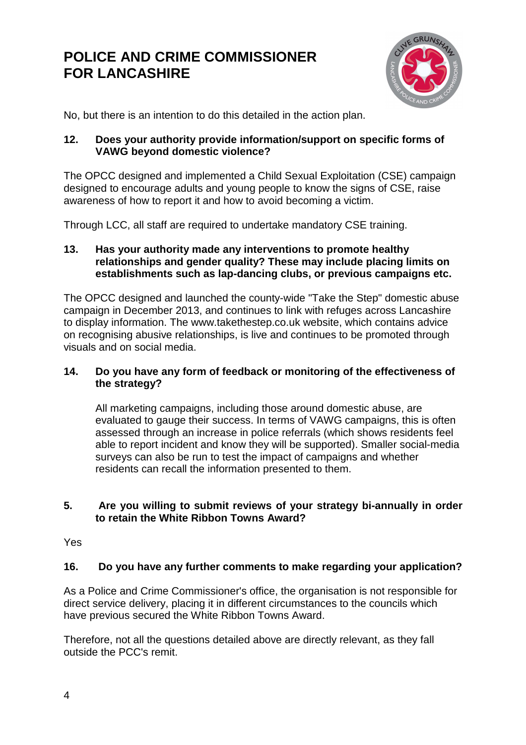# POLICE AND CRIME COMMISSIONER FOR LANCASHIRE

No, but there is an intention to do this detailed in the action plan.

**12. Does your authority provide information/support on specific forms of VAWG beyond domestic violence?**

The OPCC designed and implemented a Child Sexual Exploitation (CSE) campaign designed to encourage adults and young people to know the signs of CSE, raise awareness of how to report it and how to avoid becoming a victim.

Through LCC, all staff are required to undertake mandatory CSE training.

**13. Has your authority made any interventions to promote healthy relationships and gender quality? These may include placing limits on establishments such as lap-dancing clubs, or previous campaigns etc.**

The OPCC designed and launched the county-wide "Take the Step" domestic abuse campaign in December 2013, and continues to link with refuges across Lancashire to display information. The www.takethestep.co.uk website, which contains advice on recognising abusive relationships, is live and continues to be promoted through visuals and on social media.

**14. Do you have any form of feedback or monitoring of the effectiveness of the strategy?**

All marketing campaigns, including those around domestic abuse, are evaluated to gauge their success. In terms of VAWG campaigns, this is often assessed through an increase in police referrals (which shows residents feel able to report incident and know they will be supported). Smaller social-media surveys can also be run to test the impact of campaigns and whether residents can recall the information presented to them.

**5. Are you willing to submit reviews of your strategy bi-annually in order to retain the White Ribbon Towns Award?**

Yes

**16. Do you have any further comments to make regarding your application?**

As a Police and Crime Commissioner's office, the organisation is not responsible for direct service delivery, placing it in different circumstances to the councils which have previous secured the White Ribbon Towns Award.

Therefore, not all the questions detailed above are directly relevant, as they fall outside the PCC's remit.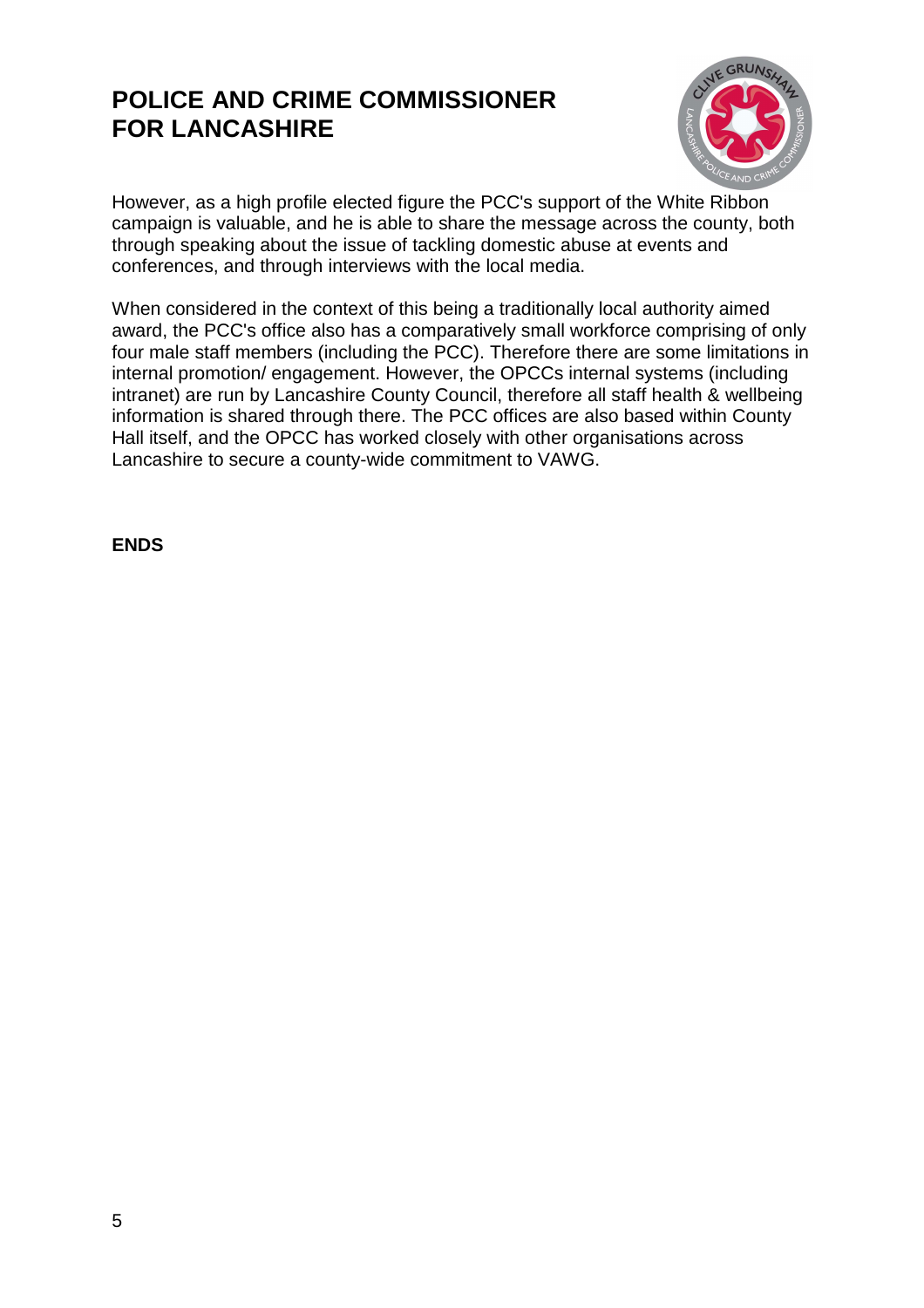# POLICE AND CRIME COMMISSIONER FOR LANCASHIRE

However, as a high profile elected figure the PCC's support of the White Ribbon campaign is valuable, and he is able to share the message across the county, both through speaking about the issue of tackling domestic abuse at events and conferences, and through interviews with the local media.

When considered in the context of this being a traditionally local authority aimed award, the PCC's office also has a comparatively small workforce comprising of only four male staff members (including the PCC). Therefore there are some limitations in internal promotion/ engagement. However, the OPCCs internal systems (including intranet) are run by Lancashire County Council, therefore all staff health & wellbeing information is shared through there. The PCC offices are also based within County Hall itself, and the OPCC has worked closely with other organisations across Lancashire to secure a county-wide commitment to VAWG.

**ENDS**